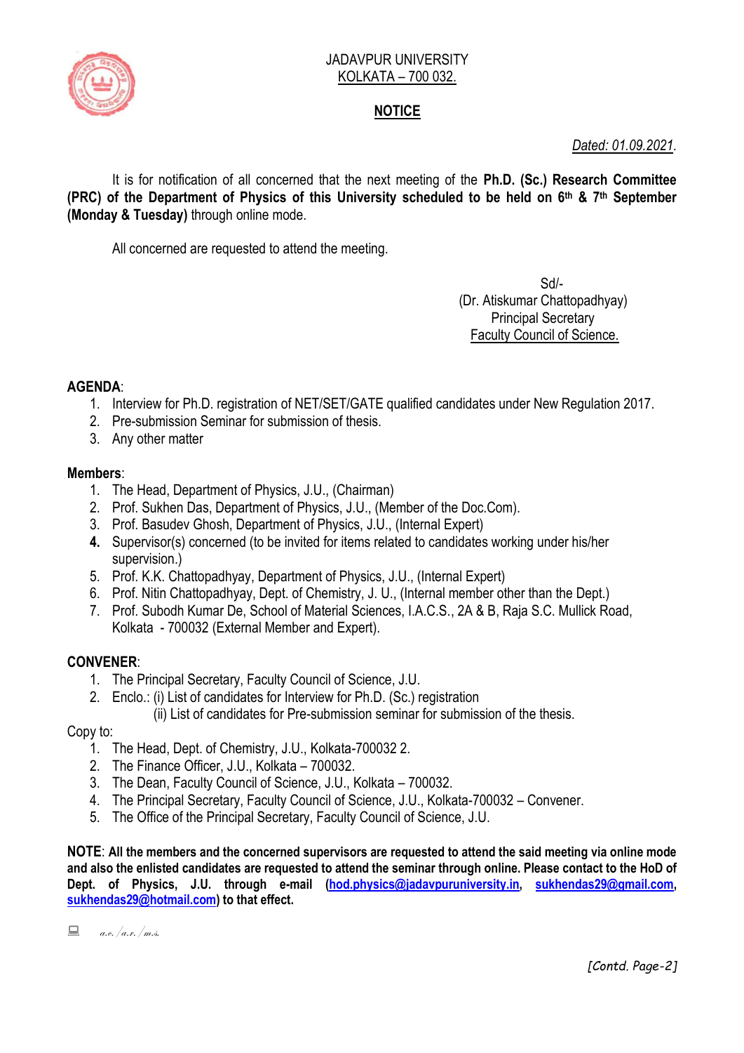JADAVPUR UNIVERSITY
KOLKATA – 700 032.

**NOTICE**

*Dated: 01.09.2021.*

It is for notification of all concerned that the next meeting of the **Ph.D. (Sc.) Research Committee (PRC) of the Department of Physics of this University scheduled to be held on 6th & 7th September (Monday & Tuesday)** through online mode.

All concerned are requested to attend the meeting.

Sd/-
(Dr. Atiskumar Chattopadhyay)
Principal Secretary
Faculty Council of Science.

**AGENDA**:

1. Interview for Ph.D. registration of NET/SET/GATE qualified candidates under New Regulation 2017.
2. Pre-submission Seminar for submission of thesis.
3. Any other matter

**Members**:

1. The Head, Department of Physics, J.U., (Chairman)
2. Prof. Sukhen Das, Department of Physics, J.U., (Member of the Doc.Com).
3. Prof. Basudev Ghosh, Department of Physics, J.U., (Internal Expert)
4. Supervisor(s) concerned (to be invited for items related to candidates working under his/her supervision.)
5. Prof. K.K. Chattopadhyay, Department of Physics, J.U., (Internal Expert)
6. Prof. Nitin Chattopadhyay, Dept. of Chemistry, J. U., (Internal member other than the Dept.)
7. Prof. Subodh Kumar De, School of Material Sciences, I.A.C.S., 2A & B, Raja S.C. Mullick Road, Kolkata - 700032 (External Member and Expert).

**CONVENER**:

1. The Principal Secretary, Faculty Council of Science, J.U.
2. Enclo.: (i) List of candidates for Interview for Ph.D. (Sc.) registration
   (ii) List of candidates for Pre-submission seminar for submission of the thesis.

Copy to:

1. The Head, Dept. of Chemistry, J.U., Kolkata-700032 2.
2. The Finance Officer, J.U., Kolkata – 700032.
3. The Dean, Faculty Council of Science, J.U., Kolkata – 700032.
4. The Principal Secretary, Faculty Council of Science, J.U., Kolkata-700032 – Convener.
5. The Office of the Principal Secretary, Faculty Council of Science, J.U.

**NOTE**: **All the members and the concerned supervisors are requested to attend the said meeting via online mode and also the enlisted candidates are requested to attend the seminar through online. Please contact to the HoD of Dept. of Physics, J.U. through e-mail (hod.physics@jadavpuruniversity.in, sukhendas29@gmail.com, sukhendas29@hotmail.com) to that effect.**

*a.e./a.r./m.s.*

*[Contd. Page-2]*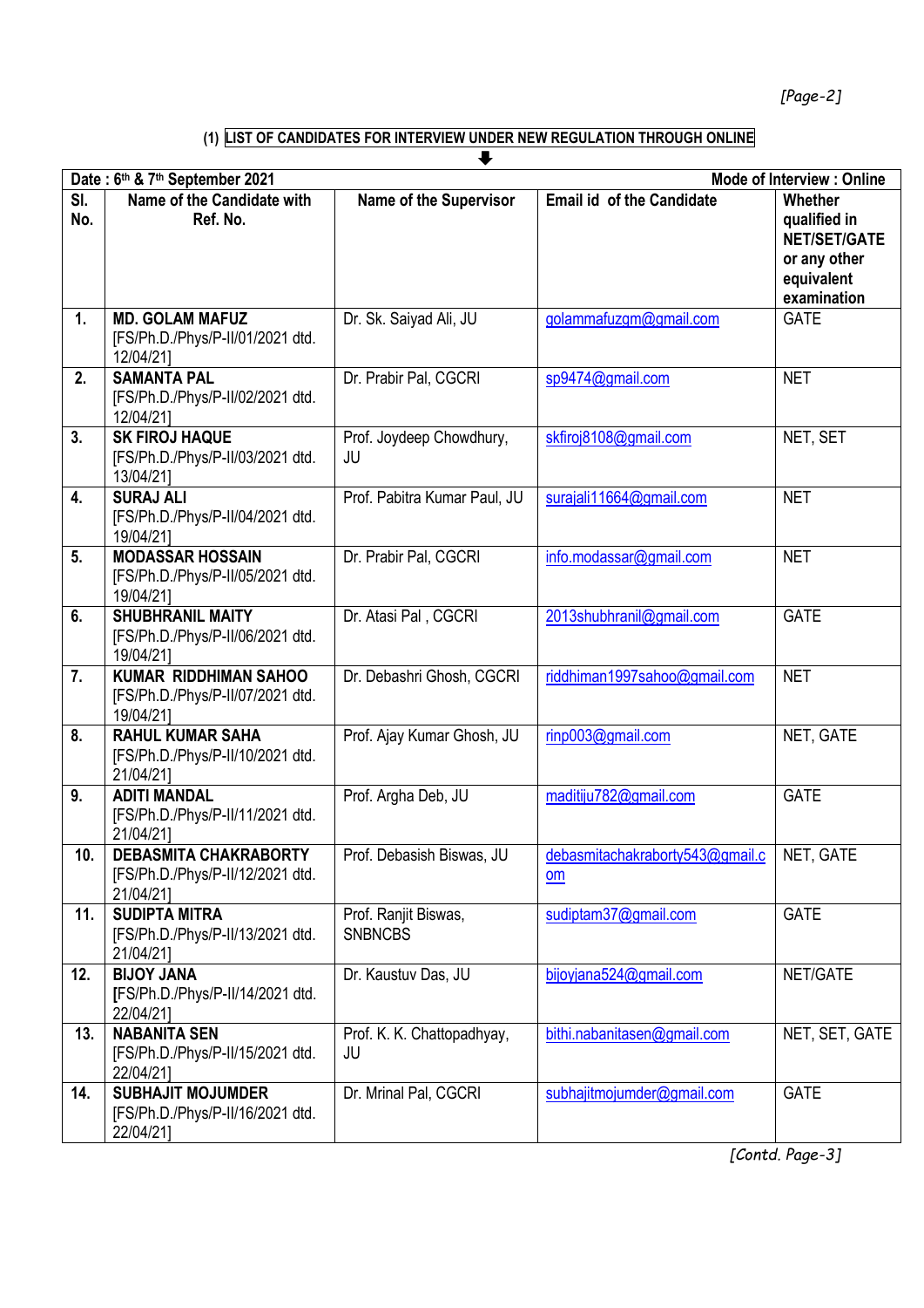(1) **LIST OF CANDIDATES FOR INTERVIEW UNDER NEW REGULATION THROUGH ONLINE**

**Date : 6th & 7th September 2021** — **Mode of Interview : Online**

| Sl. No. | Name of the Candidate with Ref. No. | Name of the Supervisor | Email id of the Candidate | Whether qualified in NET/SET/GATE or any other equivalent examination |
|---|---|---|---|---|
| 1. | **MD. GOLAM MAFUZ** [FS/Ph.D./Phys/P-II/01/2021 dtd. 12/04/21] | Dr. Sk. Saiyad Ali, JU | golammafuzgm@gmail.com | GATE |
| 2. | **SAMANTA PAL** [FS/Ph.D./Phys/P-II/02/2021 dtd. 12/04/21] | Dr. Prabir Pal, CGCRI | sp9474@gmail.com | NET |
| 3. | **SK FIROJ HAQUE** [FS/Ph.D./Phys/P-II/03/2021 dtd. 13/04/21] | Prof. Joydeep Chowdhury, JU | skfiroj8108@gmail.com | NET, SET |
| 4. | **SURAJ ALI** [FS/Ph.D./Phys/P-II/04/2021 dtd. 19/04/21] | Prof. Pabitra Kumar Paul, JU | surajali11664@gmail.com | NET |
| 5. | **MODASSAR HOSSAIN** [FS/Ph.D./Phys/P-II/05/2021 dtd. 19/04/21] | Dr. Prabir Pal, CGCRI | info.modassar@gmail.com | NET |
| 6. | **SHUBHRANIL MAITY** [FS/Ph.D./Phys/P-II/06/2021 dtd. 19/04/21] | Dr. Atasi Pal , CGCRI | 2013shubhranil@gmail.com | GATE |
| 7. | **KUMAR RIDDHIMAN SAHOO** [FS/Ph.D./Phys/P-II/07/2021 dtd. 19/04/21] | Dr. Debashri Ghosh, CGCRI | riddhiman1997sahoo@gmail.com | NET |
| 8. | **RAHUL KUMAR SAHA** [FS/Ph.D./Phys/P-II/10/2021 dtd. 21/04/21] | Prof. Ajay Kumar Ghosh, JU | rinp003@gmail.com | NET, GATE |
| 9. | **ADITI MANDAL** [FS/Ph.D./Phys/P-II/11/2021 dtd. 21/04/21] | Prof. Argha Deb, JU | maditiju782@gmail.com | GATE |
| 10. | **DEBASMITA CHAKRABORTY** [FS/Ph.D./Phys/P-II/12/2021 dtd. 21/04/21] | Prof. Debasish Biswas, JU | debasmitachakraborty543@gmail.com | NET, GATE |
| 11. | **SUDIPTA MITRA** [FS/Ph.D./Phys/P-II/13/2021 dtd. 21/04/21] | Prof. Ranjit Biswas, SNBNCBS | sudiptam37@gmail.com | GATE |
| 12. | **BIJOY JANA** [FS/Ph.D./Phys/P-II/14/2021 dtd. 22/04/21] | Dr. Kaustuv Das, JU | bijoyjana524@gmail.com | NET/GATE |
| 13. | **NABANITA SEN** [FS/Ph.D./Phys/P-II/15/2021 dtd. 22/04/21] | Prof. K. K. Chattopadhyay, JU | bithi.nabanitasen@gmail.com | NET, SET, GATE |
| 14. | **SUBHAJIT MOJUMDER** [FS/Ph.D./Phys/P-II/16/2021 dtd. 22/04/21] | Dr. Mrinal Pal, CGCRI | subhajitmojumder@gmail.com | GATE |

*[Contd. Page-3]*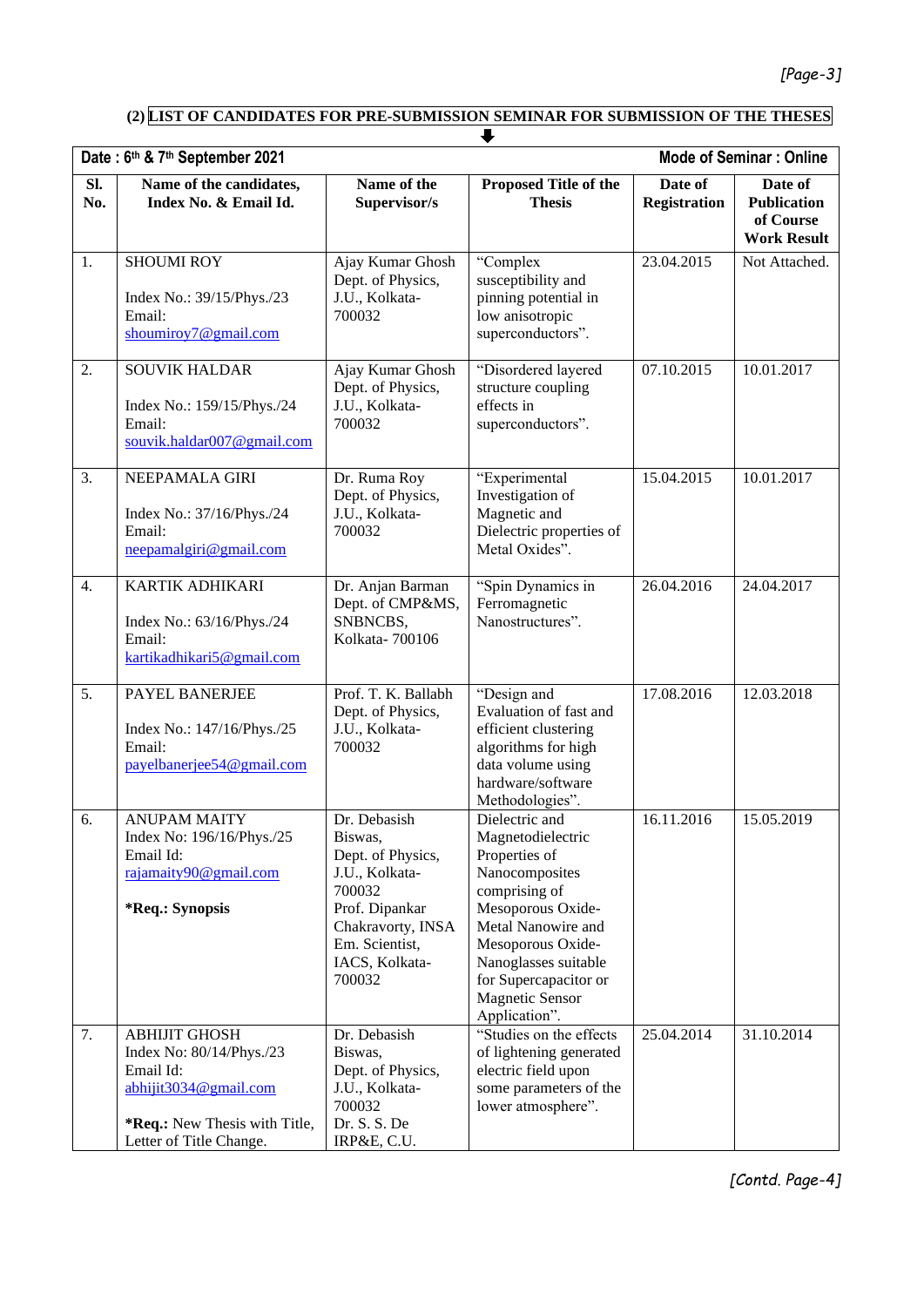## (2) LIST OF CANDIDATES FOR PRE-SUBMISSION SEMINAR FOR SUBMISSION OF THE THESES

⬇

**Date : 6th & 7th September 2021** **Mode of Seminar : Online**

| Sl. No. | Name of the candidates, Index No. & Email Id. | Name of the Supervisor/s | Proposed Title of the Thesis | Date of Registration | Date of Publication of Course Work Result |
|---|---|---|---|---|---|
| 1. | SHOUMI ROY<br><br>Index No.: 39/15/Phys./23<br>Email:<br>shoumiroy7@gmail.com | Ajay Kumar Ghosh<br>Dept. of Physics, J.U., Kolkata-700032 | "Complex susceptibility and pinning potential in low anisotropic superconductors". | 23.04.2015 | Not Attached. |
| 2. | SOUVIK HALDAR<br><br>Index No.: 159/15/Phys./24<br>Email:<br>souvik.haldar007@gmail.com | Ajay Kumar Ghosh<br>Dept. of Physics, J.U., Kolkata-700032 | "Disordered layered structure coupling effects in superconductors". | 07.10.2015 | 10.01.2017 |
| 3. | NEEPAMALA GIRI<br><br>Index No.: 37/16/Phys./24<br>Email:<br>neepamalgiri@gmail.com | Dr. Ruma Roy<br>Dept. of Physics, J.U., Kolkata-700032 | "Experimental Investigation of Magnetic and Dielectric properties of Metal Oxides". | 15.04.2015 | 10.01.2017 |
| 4. | KARTIK ADHIKARI<br><br>Index No.: 63/16/Phys./24<br>Email:<br>kartikadhikari5@gmail.com | Dr. Anjan Barman<br>Dept. of CMP&MS, SNBNCBS, Kolkata- 700106 | "Spin Dynamics in Ferromagnetic Nanostructures". | 26.04.2016 | 24.04.2017 |
| 5. | PAYEL BANERJEE<br><br>Index No.: 147/16/Phys./25<br>Email:<br>payelbanerjee54@gmail.com | Prof. T. K. Ballabh<br>Dept. of Physics, J.U., Kolkata-700032 | "Design and Evaluation of fast and efficient clustering algorithms for high data volume using hardware/software Methodologies". | 17.08.2016 | 12.03.2018 |
| 6. | ANUPAM MAITY<br>Index No: 196/16/Phys./25<br>Email Id:<br>rajamaity90@gmail.com<br><br>**\*Req.: Synopsis** | Dr. Debasish Biswas,<br>Dept. of Physics, J.U., Kolkata-700032<br>Prof. Dipankar Chakravorty, INSA Em. Scientist, IACS, Kolkata-700032 | Dielectric and Magnetodielectric Properties of Nanocomposites comprising of Mesoporous Oxide-Metal Nanowire and Mesoporous Oxide-Nanoglasses suitable for Supercapacitor or Magnetic Sensor Application". | 16.11.2016 | 15.05.2019 |
| 7. | ABHIJIT GHOSH<br>Index No: 80/14/Phys./23<br>Email Id:<br>abhijit3034@gmail.com<br><br>**\*Req.:** New Thesis with Title, Letter of Title Change. | Dr. Debasish Biswas,<br>Dept. of Physics, J.U., Kolkata-700032<br>Dr. S. S. De<br>IRP&E, C.U. | "Studies on the effects of lightening generated electric field upon some parameters of the lower atmosphere". | 25.04.2014 | 31.10.2014 |

*[Contd. Page-4]*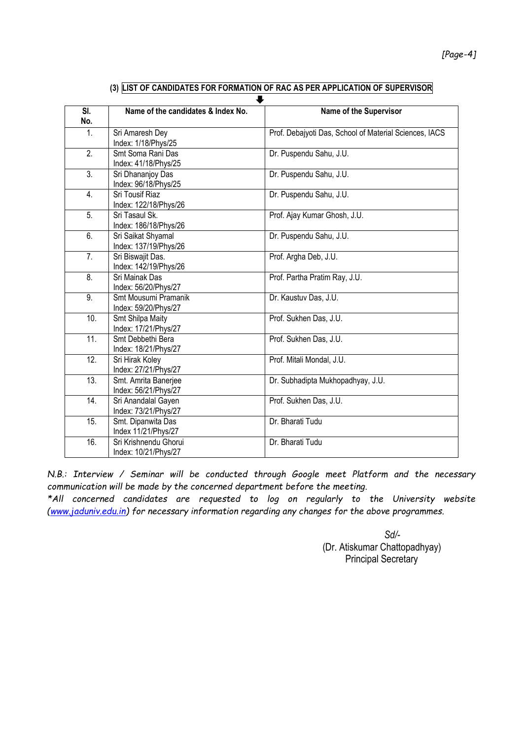### (3) LIST OF CANDIDATES FOR FORMATION OF RAC AS PER APPLICATION OF SUPERVISOR

| Sl. No. | Name of the candidates & Index No. | Name of the Supervisor |
|---|---|---|
| 1. | Sri Amaresh Dey<br>Index: 1/18/Phys/25 | Prof. Debajyoti Das, School of Material Sciences, IACS |
| 2. | Smt Soma Rani Das<br>Index: 41/18/Phys/25 | Dr. Puspendu Sahu, J.U. |
| 3. | Sri Dhananjoy Das<br>Index: 96/18/Phys/25 | Dr. Puspendu Sahu, J.U. |
| 4. | Sri Tousif Riaz<br>Index: 122/18/Phys/26 | Dr. Puspendu Sahu, J.U. |
| 5. | Sri Tasaul Sk.<br>Index: 186/18/Phys/26 | Prof. Ajay Kumar Ghosh, J.U. |
| 6. | Sri Saikat Shyamal<br>Index: 137/19/Phys/26 | Dr. Puspendu Sahu, J.U. |
| 7. | Sri Biswajit Das.<br>Index: 142/19/Phys/26 | Prof. Argha Deb, J.U. |
| 8. | Sri Mainak Das<br>Index: 56/20/Phys/27 | Prof. Partha Pratim Ray, J.U. |
| 9. | Smt Mousumi Pramanik<br>Index: 59/20/Phys/27 | Dr. Kaustuv Das, J.U. |
| 10. | Smt Shilpa Maity<br>Index: 17/21/Phys/27 | Prof. Sukhen Das, J.U. |
| 11. | Smt Debbethi Bera<br>Index: 18/21/Phys/27 | Prof. Sukhen Das, J.U. |
| 12. | Sri Hirak Koley<br>Index: 27/21/Phys/27 | Prof. Mitali Mondal, J.U. |
| 13. | Smt. Amrita Banerjee<br>Index: 56/21/Phys/27 | Dr. Subhadipta Mukhopadhyay, J.U. |
| 14. | Sri Anandalal Gayen<br>Index: 73/21/Phys/27 | Prof. Sukhen Das, J.U. |
| 15. | Smt. Dipanwita Das<br>Index 11/21/Phys/27 | Dr. Bharati Tudu |
| 16. | Sri Krishnendu Ghorui<br>Index: 10/21/Phys/27 | Dr. Bharati Tudu |

*N.B.: Interview / Seminar will be conducted through Google meet Platform and the necessary communication will be made by the concerned department before the meeting.*

*\*All concerned candidates are requested to log on regularly to the University website ([www.jaduniv.edu.in](http://www.jaduniv.edu.in)) for necessary information regarding any changes for the above programmes.*

*Sd/-*
(Dr. Atiskumar Chattopadhyay)
Principal Secretary